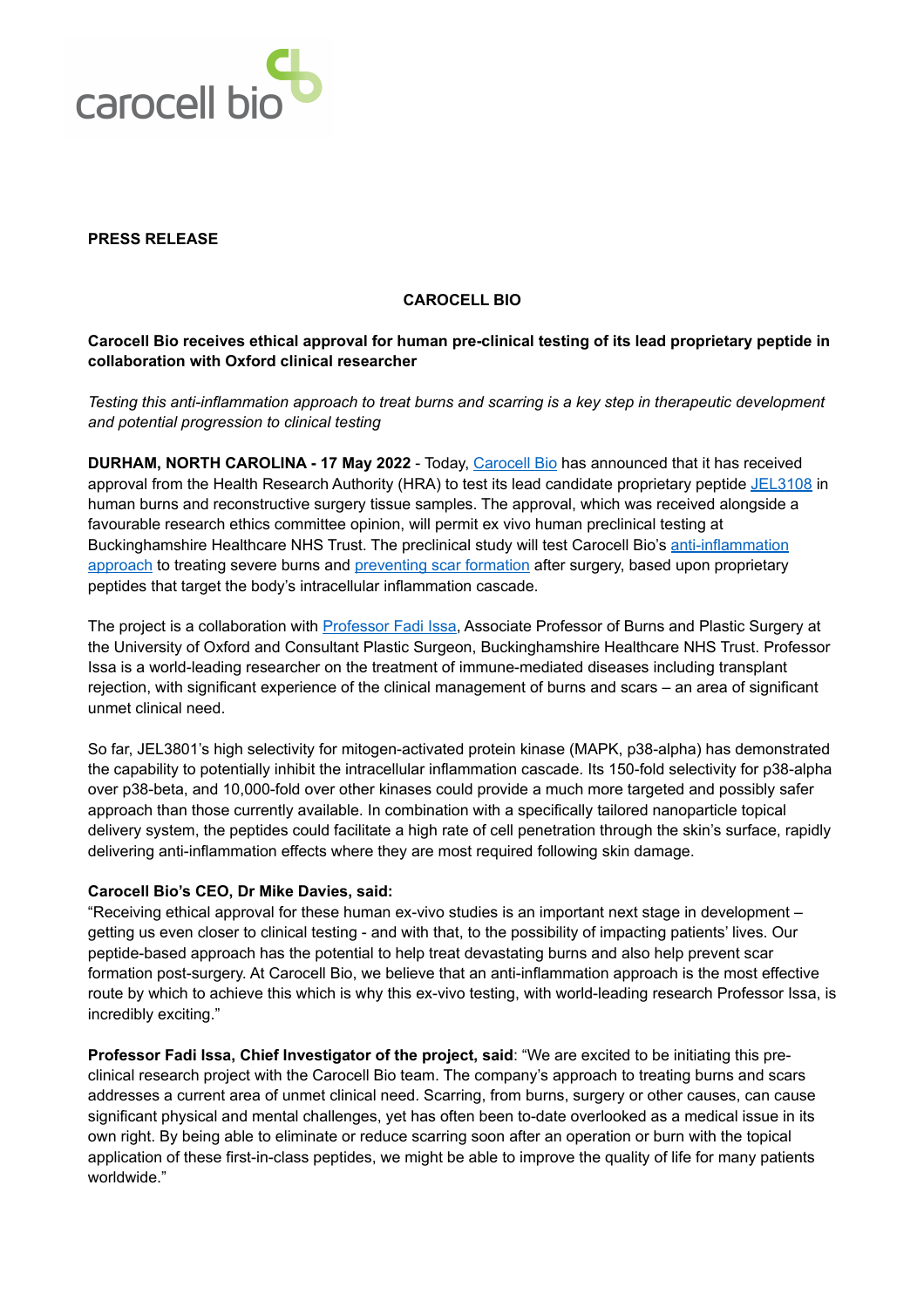**PRESS RELEASE**

**CAROCELL BIO**

**Carocell Bio receives ethical approval for human pre-clinical testing of its lead proprietary peptide in collaboration with Oxford clinical researcher**

*Testing this anti-inflammation approach to treat burns and scarring is a key step in therapeutic development and potential progression to clinical testing*

**DURHAM, NORTH CAROLINA - 17 May 2022** - Today, Carocell Bio has announced that it has received approval from the Health Research Authority (HRA) to test its lead candidate proprietary peptide JEL3108 in human burns and reconstructive surgery tissue samples. The approval, which was received alongside a favourable research ethics committee opinion, will permit ex vivo human preclinical testing at Buckinghamshire Healthcare NHS Trust. The preclinical study will test Carocell Bio's anti-inflammation approach to treating severe burns and preventing scar formation after surgery, based upon proprietary peptides that target the body's intracellular inflammation cascade.

The project is a collaboration with Professor Fadi Issa, Associate Professor of Burns and Plastic Surgery at the University of Oxford and Consultant Plastic Surgeon, Buckinghamshire Healthcare NHS Trust. Professor Issa is a world-leading researcher on the treatment of immune-mediated diseases including transplant rejection, with significant experience of the clinical management of burns and scars – an area of significant unmet clinical need.

So far, JEL3801's high selectivity for mitogen-activated protein kinase (MAPK, p38-alpha) has demonstrated the capability to potentially inhibit the intracellular inflammation cascade. Its 150-fold selectivity for p38-alpha over p38-beta, and 10,000-fold over other kinases could provide a much more targeted and possibly safer approach than those currently available. In combination with a specifically tailored nanoparticle topical delivery system, the peptides could facilitate a high rate of cell penetration through the skin's surface, rapidly delivering anti-inflammation effects where they are most required following skin damage.

**Carocell Bio's CEO, Dr Mike Davies, said:**
"Receiving ethical approval for these human ex-vivo studies is an important next stage in development – getting us even closer to clinical testing - and with that, to the possibility of impacting patients' lives. Our peptide-based approach has the potential to help treat devastating burns and also help prevent scar formation post-surgery. At Carocell Bio, we believe that an anti-inflammation approach is the most effective route by which to achieve this which is why this ex-vivo testing, with world-leading research Professor Issa, is incredibly exciting."

**Professor Fadi Issa, Chief Investigator of the project, said**: "We are excited to be initiating this pre-clinical research project with the Carocell Bio team. The company's approach to treating burns and scars addresses a current area of unmet clinical need. Scarring, from burns, surgery or other causes, can cause significant physical and mental challenges, yet has often been to-date overlooked as a medical issue in its own right. By being able to eliminate or reduce scarring soon after an operation or burn with the topical application of these first-in-class peptides, we might be able to improve the quality of life for many patients worldwide."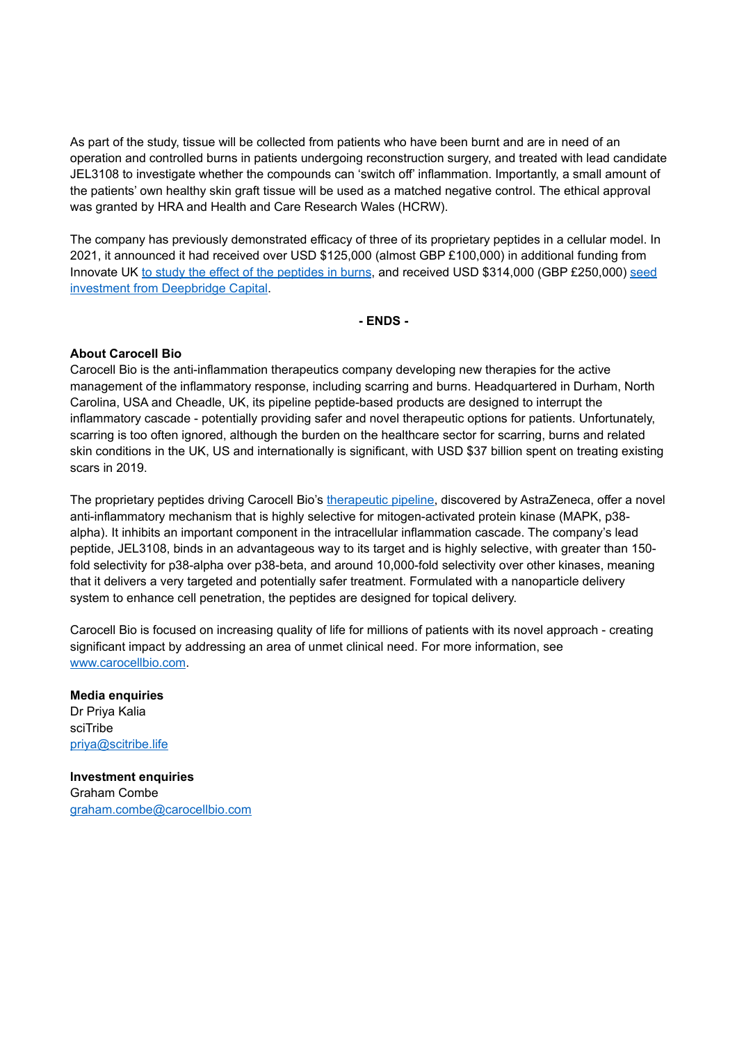As part of the study, tissue will be collected from patients who have been burnt and are in need of an operation and controlled burns in patients undergoing reconstruction surgery, and treated with lead candidate JEL3108 to investigate whether the compounds can 'switch off' inflammation. Importantly, a small amount of the patients' own healthy skin graft tissue will be used as a matched negative control. The ethical approval was granted by HRA and Health and Care Research Wales (HCRW).

The company has previously demonstrated efficacy of three of its proprietary peptides in a cellular model. In 2021, it announced it had received over USD $125,000 (almost GBP £100,000) in additional funding from Innovate UK [to study the effect of the peptides in burns](), and received USD $314,000 (GBP £250,000) [seed investment from Deepbridge Capital]().

**- ENDS -**

**About Carocell Bio**
Carocell Bio is the anti-inflammation therapeutics company developing new therapies for the active management of the inflammatory response, including scarring and burns. Headquartered in Durham, North Carolina, USA and Cheadle, UK, its pipeline peptide-based products are designed to interrupt the inflammatory cascade - potentially providing safer and novel therapeutic options for patients. Unfortunately, scarring is too often ignored, although the burden on the healthcare sector for scarring, burns and related skin conditions in the UK, US and internationally is significant, with USD $37 billion spent on treating existing scars in 2019.

The proprietary peptides driving Carocell Bio's [therapeutic pipeline](), discovered by AstraZeneca, offer a novel anti-inflammatory mechanism that is highly selective for mitogen-activated protein kinase (MAPK, p38-alpha). It inhibits an important component in the intracellular inflammation cascade. The company's lead peptide, JEL3108, binds in an advantageous way to its target and is highly selective, with greater than 150-fold selectivity for p38-alpha over p38-beta, and around 10,000-fold selectivity over other kinases, meaning that it delivers a very targeted and potentially safer treatment. Formulated with a nanoparticle delivery system to enhance cell penetration, the peptides are designed for topical delivery.

Carocell Bio is focused on increasing quality of life for millions of patients with its novel approach - creating significant impact by addressing an area of unmet clinical need. For more information, see [www.carocellbio.com]().

**Media enquiries**
Dr Priya Kalia
sciTribe
[priya@scitribe.life]()

**Investment enquiries**
Graham Combe
[graham.combe@carocellbio.com]()